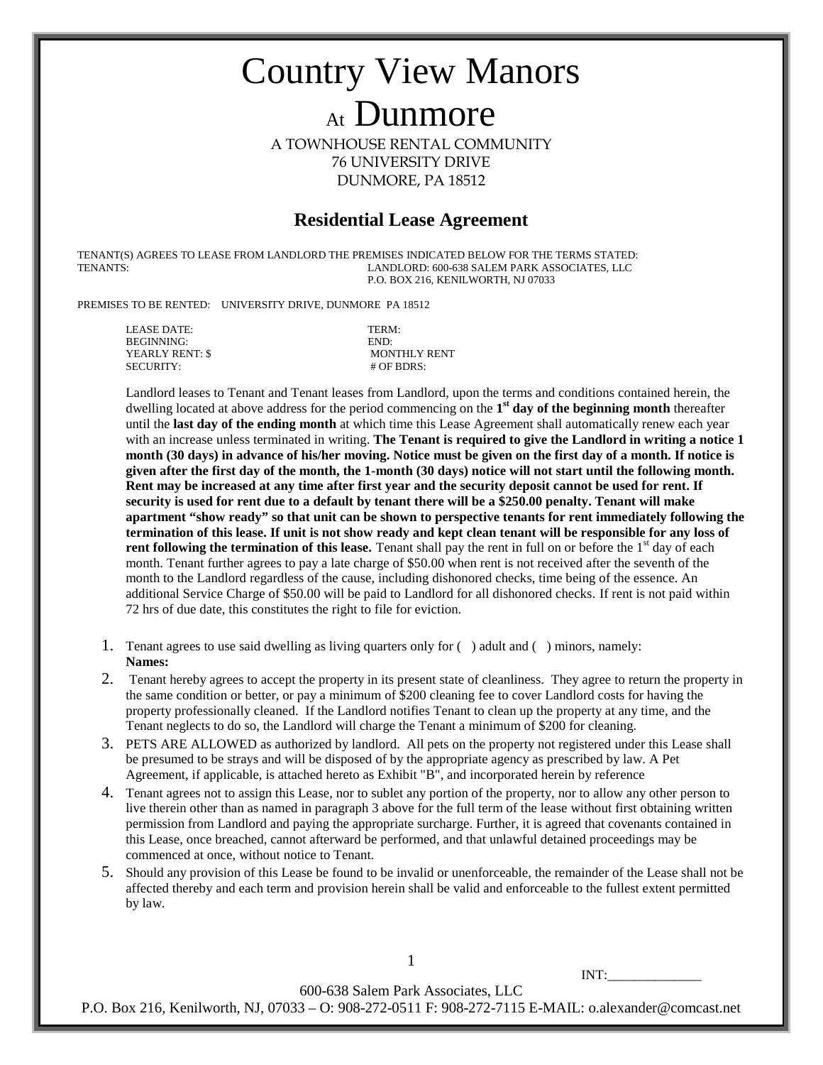# Country View Manors

## At Dunmore

A TOWNHOUSE RENTAL COMMUNITY
76 UNIVERSITY DRIVE
DUNMORE, PA 18512

## Residential Lease Agreement

TENANT(S) AGREES TO LEASE FROM LANDLORD THE PREMISES INDICATED BELOW FOR THE TERMS STATED:

TENANTS:

LANDLORD: 600-638 SALEM PARK ASSOCIATES, LLC
P.O. BOX 216, KENILWORTH, NJ 07033

PREMISES TO BE RENTED: UNIVERSITY DRIVE, DUNMORE PA 18512

| | |
|---|---|
| LEASE DATE: | TERM: |
| BEGINNING: | END: |
| YEARLY RENT: $ | MONTHLY RENT |
| SECURITY: | # OF BDRS: |

Landlord leases to Tenant and Tenant leases from Landlord, upon the terms and conditions contained herein, the dwelling located at above address for the period commencing on the **1st day of the beginning month** thereafter until the **last day of the ending month** at which time this Lease Agreement shall automatically renew each year with an increase unless terminated in writing. **The Tenant is required to give the Landlord in writing a notice 1 month (30 days) in advance of his/her moving. Notice must be given on the first day of a month. If notice is given after the first day of the month, the 1-month (30 days) notice will not start until the following month. Rent may be increased at any time after first year and the security deposit cannot be used for rent. If security is used for rent due to a default by tenant there will be a $250.00 penalty. Tenant will make apartment "show ready" so that unit can be shown to perspective tenants for rent immediately following the termination of this lease. If unit is not show ready and kept clean tenant will be responsible for any loss of rent following the termination of this lease.** Tenant shall pay the rent in full on or before the 1st day of each month. Tenant further agrees to pay a late charge of $50.00 when rent is not received after the seventh of the month to the Landlord regardless of the cause, including dishonored checks, time being of the essence. An additional Service Charge of $50.00 will be paid to Landlord for all dishonored checks. If rent is not paid within 72 hrs of due date, this constitutes the right to file for eviction.

1. Tenant agrees to use said dwelling as living quarters only for ( ) adult and ( ) minors, namely:
   **Names:**
2. Tenant hereby agrees to accept the property in its present state of cleanliness. They agree to return the property in the same condition or better, or pay a minimum of $200 cleaning fee to cover Landlord costs for having the property professionally cleaned. If the Landlord notifies Tenant to clean up the property at any time, and the Tenant neglects to do so, the Landlord will charge the Tenant a minimum of $200 for cleaning.
3. PETS ARE ALLOWED as authorized by landlord. All pets on the property not registered under this Lease shall be presumed to be strays and will be disposed of by the appropriate agency as prescribed by law. A Pet Agreement, if applicable, is attached hereto as Exhibit "B", and incorporated herein by reference
4. Tenant agrees not to assign this Lease, nor to sublet any portion of the property, nor to allow any other person to live therein other than as named in paragraph 3 above for the full term of the lease without first obtaining written permission from Landlord and paying the appropriate surcharge. Further, it is agreed that covenants contained in this Lease, once breached, cannot afterward be performed, and that unlawful detained proceedings may be commenced at once, without notice to Tenant.
5. Should any provision of this Lease be found to be invalid or unenforceable, the remainder of the Lease shall not be affected thereby and each term and provision herein shall be valid and enforceable to the fullest extent permitted by law.

INT:______________

600-638 Salem Park Associates, LLC
P.O. Box 216, Kenilworth, NJ, 07033 – O: 908-272-0511 F: 908-272-7115 E-MAIL: o.alexander@comcast.net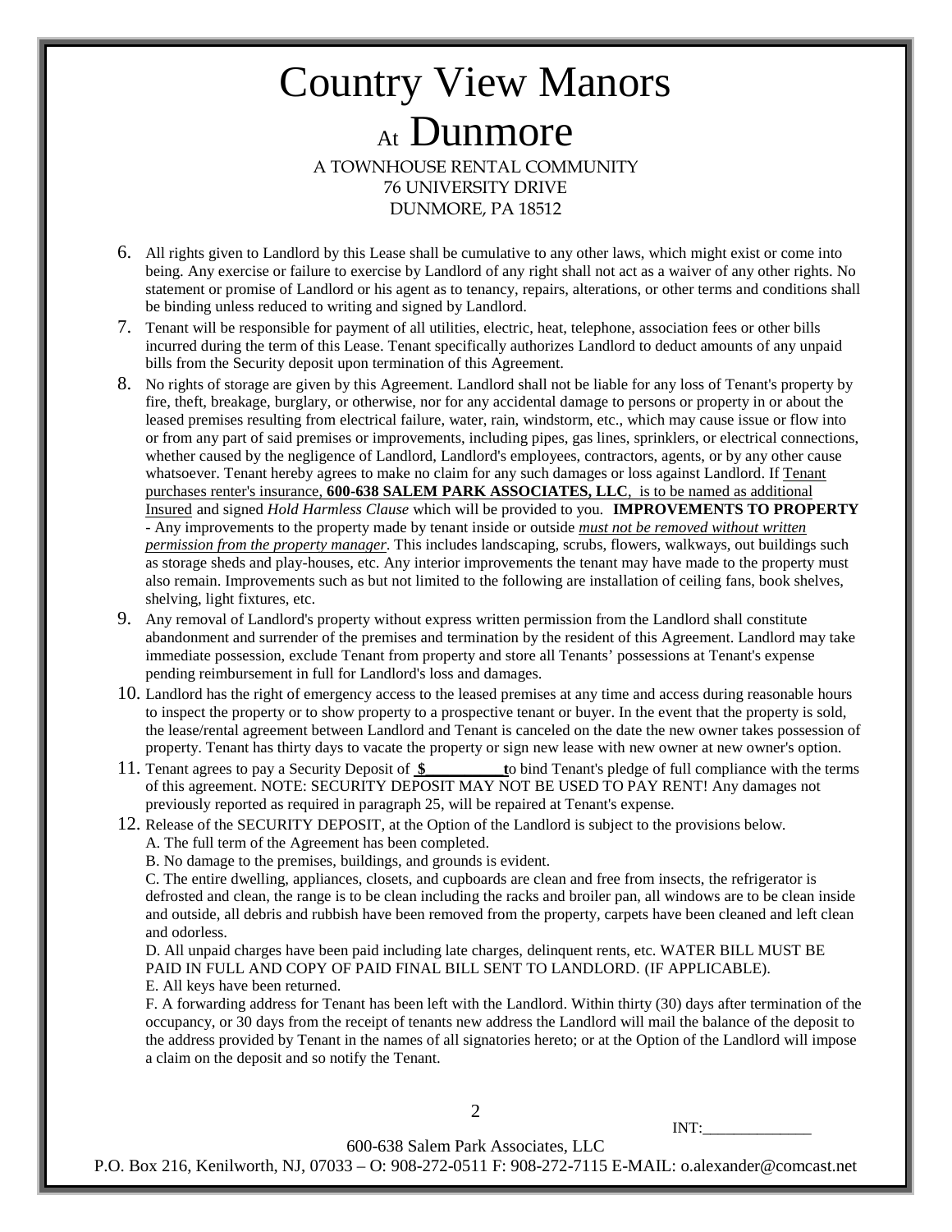# Country View Manors

## At Dunmore

A TOWNHOUSE RENTAL COMMUNITY
76 UNIVERSITY DRIVE
DUNMORE, PA 18512

6. All rights given to Landlord by this Lease shall be cumulative to any other laws, which might exist or come into being. Any exercise or failure to exercise by Landlord of any right shall not act as a waiver of any other rights. No statement or promise of Landlord or his agent as to tenancy, repairs, alterations, or other terms and conditions shall be binding unless reduced to writing and signed by Landlord.
7. Tenant will be responsible for payment of all utilities, electric, heat, telephone, association fees or other bills incurred during the term of this Lease. Tenant specifically authorizes Landlord to deduct amounts of any unpaid bills from the Security deposit upon termination of this Agreement.
8. No rights of storage are given by this Agreement. Landlord shall not be liable for any loss of Tenant's property by fire, theft, breakage, burglary, or otherwise, nor for any accidental damage to persons or property in or about the leased premises resulting from electrical failure, water, rain, windstorm, etc., which may cause issue or flow into or from any part of said premises or improvements, including pipes, gas lines, sprinklers, or electrical connections, whether caused by the negligence of Landlord, Landlord's employees, contractors, agents, or by any other cause whatsoever. Tenant hereby agrees to make no claim for any such damages or loss against Landlord. If Tenant purchases renter's insurance, **600-638 SALEM PARK ASSOCIATES, LLC**, is to be named as additional Insured and signed *Hold Harmless Clause* which will be provided to you. **IMPROVEMENTS TO PROPERTY** - Any improvements to the property made by tenant inside or outside *must not be removed without written permission from the property manager*. This includes landscaping, scrubs, flowers, walkways, out buildings such as storage sheds and play-houses, etc. Any interior improvements the tenant may have made to the property must also remain. Improvements such as but not limited to the following are installation of ceiling fans, book shelves, shelving, light fixtures, etc.
9. Any removal of Landlord's property without express written permission from the Landlord shall constitute abandonment and surrender of the premises and termination by the resident of this Agreement. Landlord may take immediate possession, exclude Tenant from property and store all Tenants' possessions at Tenant's expense pending reimbursement in full for Landlord's loss and damages.
10. Landlord has the right of emergency access to the leased premises at any time and access during reasonable hours to inspect the property or to show property to a prospective tenant or buyer. In the event that the property is sold, the lease/rental agreement between Landlord and Tenant is canceled on the date the new owner takes possession of property. Tenant has thirty days to vacate the property or sign new lease with new owner at new owner's option.
11. Tenant agrees to pay a Security Deposit of **$\_\_\_\_\_\_\_\_\_\_to** bind Tenant's pledge of full compliance with the terms of this agreement. NOTE: SECURITY DEPOSIT MAY NOT BE USED TO PAY RENT! Any damages not previously reported as required in paragraph 25, will be repaired at Tenant's expense.
12. Release of the SECURITY DEPOSIT, at the Option of the Landlord is subject to the provisions below.
    A. The full term of the Agreement has been completed.
    B. No damage to the premises, buildings, and grounds is evident.
    C. The entire dwelling, appliances, closets, and cupboards are clean and free from insects, the refrigerator is defrosted and clean, the range is to be clean including the racks and broiler pan, all windows are to be clean inside and outside, all debris and rubbish have been removed from the property, carpets have been cleaned and left clean and odorless.
    D. All unpaid charges have been paid including late charges, delinquent rents, etc. WATER BILL MUST BE PAID IN FULL AND COPY OF PAID FINAL BILL SENT TO LANDLORD. (IF APPLICABLE).
    E. All keys have been returned.
    F. A forwarding address for Tenant has been left with the Landlord. Within thirty (30) days after termination of the occupancy, or 30 days from the receipt of tenants new address the Landlord will mail the balance of the deposit to the address provided by Tenant in the names of all signatories hereto; or at the Option of the Landlord will impose a claim on the deposit and so notify the Tenant.

INT:\_\_\_\_\_\_\_\_\_\_\_\_\_\_

600-638 Salem Park Associates, LLC
P.O. Box 216, Kenilworth, NJ, 07033 – O: 908-272-0511 F: 908-272-7115 E-MAIL: o.alexander@comcast.net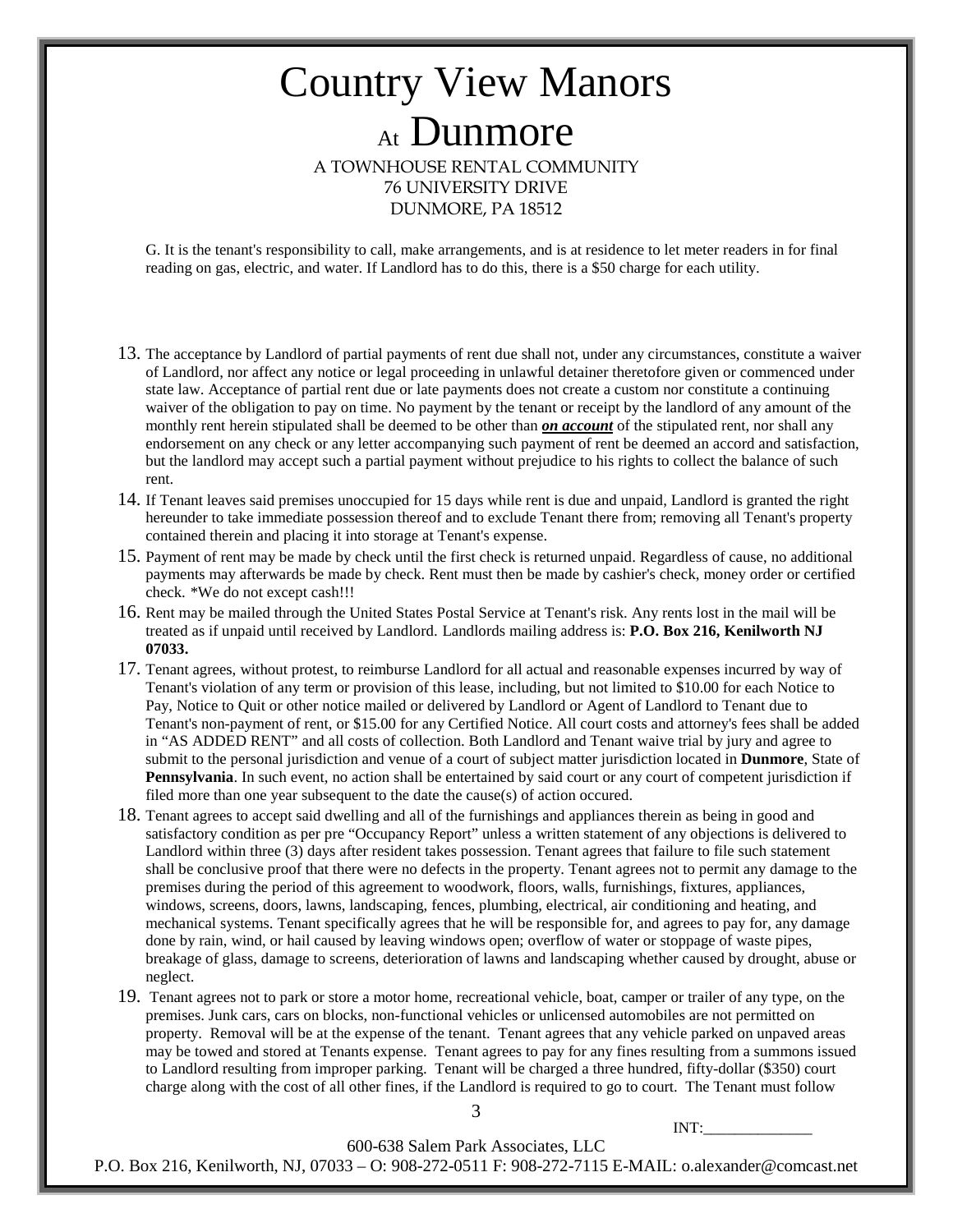G. It is the tenant's responsibility to call, make arrangements, and is at residence to let meter readers in for final reading on gas, electric, and water. If Landlord has to do this, there is a $50 charge for each utility.

13. The acceptance by Landlord of partial payments of rent due shall not, under any circumstances, constitute a waiver of Landlord, nor affect any notice or legal proceeding in unlawful detainer theretofore given or commenced under state law. Acceptance of partial rent due or late payments does not create a custom nor constitute a continuing waiver of the obligation to pay on time. No payment by the tenant or receipt by the landlord of any amount of the monthly rent herein stipulated shall be deemed to be other than ***on account*** of the stipulated rent, nor shall any endorsement on any check or any letter accompanying such payment of rent be deemed an accord and satisfaction, but the landlord may accept such a partial payment without prejudice to his rights to collect the balance of such rent.
14. If Tenant leaves said premises unoccupied for 15 days while rent is due and unpaid, Landlord is granted the right hereunder to take immediate possession thereof and to exclude Tenant there from; removing all Tenant's property contained therein and placing it into storage at Tenant's expense.
15. Payment of rent may be made by check until the first check is returned unpaid. Regardless of cause, no additional payments may afterwards be made by check. Rent must then be made by cashier's check, money order or certified check. *We do not except cash!!!
16. Rent may be mailed through the United States Postal Service at Tenant's risk. Any rents lost in the mail will be treated as if unpaid until received by Landlord. Landlords mailing address is: **P.O. Box 216, Kenilworth NJ 07033.**
17. Tenant agrees, without protest, to reimburse Landlord for all actual and reasonable expenses incurred by way of Tenant's violation of any term or provision of this lease, including, but not limited to $10.00 for each Notice to Pay, Notice to Quit or other notice mailed or delivered by Landlord or Agent of Landlord to Tenant due to Tenant's non-payment of rent, or $15.00 for any Certified Notice. All court costs and attorney's fees shall be added in "AS ADDED RENT" and all costs of collection. Both Landlord and Tenant waive trial by jury and agree to submit to the personal jurisdiction and venue of a court of subject matter jurisdiction located in **Dunmore**, State of **Pennsylvania**. In such event, no action shall be entertained by said court or any court of competent jurisdiction if filed more than one year subsequent to the date the cause(s) of action occured.
18. Tenant agrees to accept said dwelling and all of the furnishings and appliances therein as being in good and satisfactory condition as per pre "Occupancy Report" unless a written statement of any objections is delivered to Landlord within three (3) days after resident takes possession. Tenant agrees that failure to file such statement shall be conclusive proof that there were no defects in the property. Tenant agrees not to permit any damage to the premises during the period of this agreement to woodwork, floors, walls, furnishings, fixtures, appliances, windows, screens, doors, lawns, landscaping, fences, plumbing, electrical, air conditioning and heating, and mechanical systems. Tenant specifically agrees that he will be responsible for, and agrees to pay for, any damage done by rain, wind, or hail caused by leaving windows open; overflow of water or stoppage of waste pipes, breakage of glass, damage to screens, deterioration of lawns and landscaping whether caused by drought, abuse or neglect.
19. Tenant agrees not to park or store a motor home, recreational vehicle, boat, camper or trailer of any type, on the premises. Junk cars, cars on blocks, non-functional vehicles or unlicensed automobiles are not permitted on property. Removal will be at the expense of the tenant. Tenant agrees that any vehicle parked on unpaved areas may be towed and stored at Tenants expense. Tenant agrees to pay for any fines resulting from a summons issued to Landlord resulting from improper parking. Tenant will be charged a three hundred, fifty-dollar ($350) court charge along with the cost of all other fines, if the Landlord is required to go to court. The Tenant must follow

INT:______________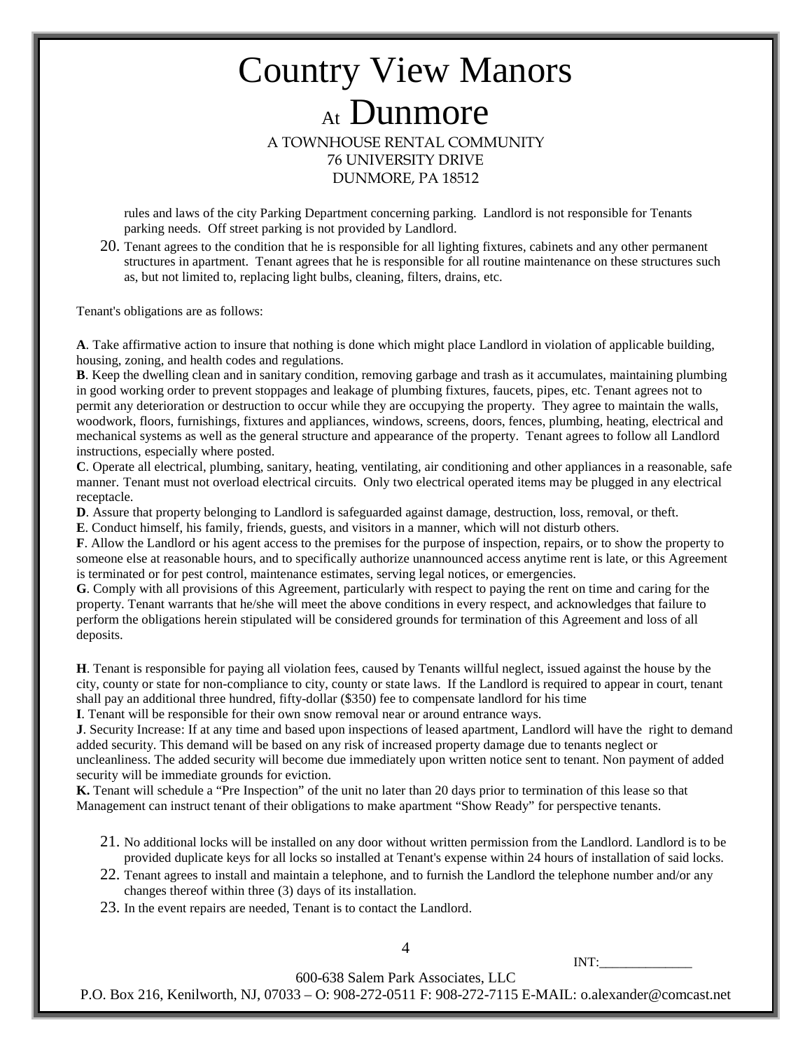rules and laws of the city Parking Department concerning parking. Landlord is not responsible for Tenants parking needs. Off street parking is not provided by Landlord.

20. Tenant agrees to the condition that he is responsible for all lighting fixtures, cabinets and any other permanent structures in apartment. Tenant agrees that he is responsible for all routine maintenance on these structures such as, but not limited to, replacing light bulbs, cleaning, filters, drains, etc.

Tenant's obligations are as follows:

**A**. Take affirmative action to insure that nothing is done which might place Landlord in violation of applicable building, housing, zoning, and health codes and regulations.
**B**. Keep the dwelling clean and in sanitary condition, removing garbage and trash as it accumulates, maintaining plumbing in good working order to prevent stoppages and leakage of plumbing fixtures, faucets, pipes, etc. Tenant agrees not to permit any deterioration or destruction to occur while they are occupying the property. They agree to maintain the walls, woodwork, floors, furnishings, fixtures and appliances, windows, screens, doors, fences, plumbing, heating, electrical and mechanical systems as well as the general structure and appearance of the property. Tenant agrees to follow all Landlord instructions, especially where posted.
**C**. Operate all electrical, plumbing, sanitary, heating, ventilating, air conditioning and other appliances in a reasonable, safe manner. Tenant must not overload electrical circuits. Only two electrical operated items may be plugged in any electrical receptacle.
**D**. Assure that property belonging to Landlord is safeguarded against damage, destruction, loss, removal, or theft.
**E**. Conduct himself, his family, friends, guests, and visitors in a manner, which will not disturb others.
**F**. Allow the Landlord or his agent access to the premises for the purpose of inspection, repairs, or to show the property to someone else at reasonable hours, and to specifically authorize unannounced access anytime rent is late, or this Agreement is terminated or for pest control, maintenance estimates, serving legal notices, or emergencies.
**G**. Comply with all provisions of this Agreement, particularly with respect to paying the rent on time and caring for the property. Tenant warrants that he/she will meet the above conditions in every respect, and acknowledges that failure to perform the obligations herein stipulated will be considered grounds for termination of this Agreement and loss of all deposits.

**H**. Tenant is responsible for paying all violation fees, caused by Tenants willful neglect, issued against the house by the city, county or state for non-compliance to city, county or state laws. If the Landlord is required to appear in court, tenant shall pay an additional three hundred, fifty-dollar ($350) fee to compensate landlord for his time
**I**. Tenant will be responsible for their own snow removal near or around entrance ways.
**J**. Security Increase: If at any time and based upon inspections of leased apartment, Landlord will have the right to demand added security. This demand will be based on any risk of increased property damage due to tenants neglect or uncleanliness. The added security will become due immediately upon written notice sent to tenant. Non payment of added security will be immediate grounds for eviction.
**K.** Tenant will schedule a "Pre Inspection" of the unit no later than 20 days prior to termination of this lease so that Management can instruct tenant of their obligations to make apartment "Show Ready" for perspective tenants.

21. No additional locks will be installed on any door without written permission from the Landlord. Landlord is to be provided duplicate keys for all locks so installed at Tenant's expense within 24 hours of installation of said locks.
22. Tenant agrees to install and maintain a telephone, and to furnish the Landlord the telephone number and/or any changes thereof within three (3) days of its installation.
23. In the event repairs are needed, Tenant is to contact the Landlord.

INT:______________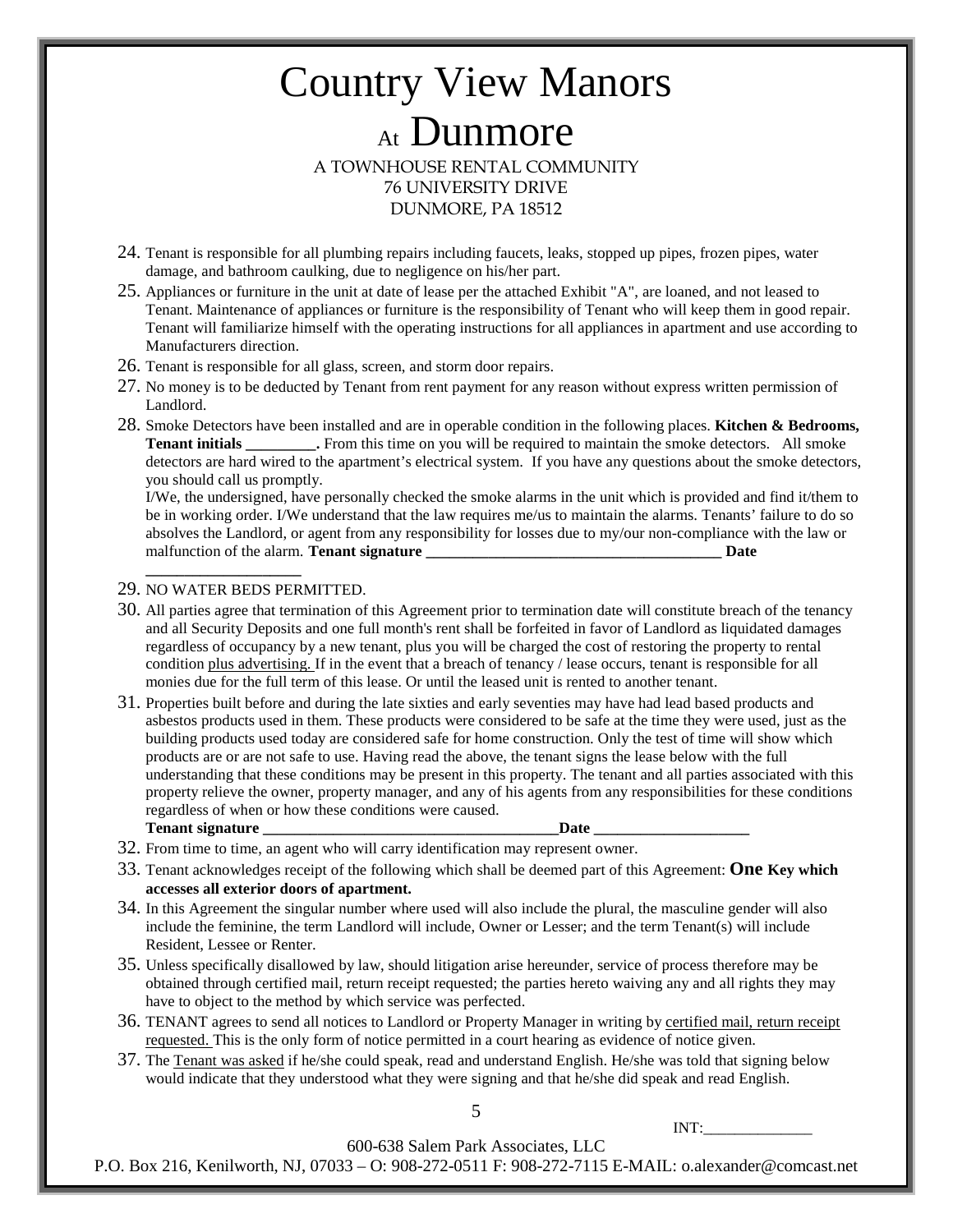# Country View Manors

## At Dunmore

A TOWNHOUSE RENTAL COMMUNITY
76 UNIVERSITY DRIVE
DUNMORE, PA 18512

24. Tenant is responsible for all plumbing repairs including faucets, leaks, stopped up pipes, frozen pipes, water damage, and bathroom caulking, due to negligence on his/her part.
25. Appliances or furniture in the unit at date of lease per the attached Exhibit "A", are loaned, and not leased to Tenant. Maintenance of appliances or furniture is the responsibility of Tenant who will keep them in good repair. Tenant will familiarize himself with the operating instructions for all appliances in apartment and use according to Manufacturers direction.
26. Tenant is responsible for all glass, screen, and storm door repairs.
27. No money is to be deducted by Tenant from rent payment for any reason without express written permission of Landlord.
28. Smoke Detectors have been installed and are in operable condition in the following places. **Kitchen & Bedrooms, Tenant initials _________.** From this time on you will be required to maintain the smoke detectors. All smoke detectors are hard wired to the apartment's electrical system. If you have any questions about the smoke detectors, you should call us promptly.
    I/We, the undersigned, have personally checked the smoke alarms in the unit which is provided and find it/them to be in working order. I/We understand that the law requires me/us to maintain the alarms. Tenants' failure to do so absolves the Landlord, or agent from any responsibility for losses due to my/our non-compliance with the law or malfunction of the alarm. **Tenant signature _______________________________________ Date ___________________**
29. NO WATER BEDS PERMITTED.
30. All parties agree that termination of this Agreement prior to termination date will constitute breach of the tenancy and all Security Deposits and one full month's rent shall be forfeited in favor of Landlord as liquidated damages regardless of occupancy by a new tenant, plus you will be charged the cost of restoring the property to rental condition plus advertising. If in the event that a breach of tenancy / lease occurs, tenant is responsible for all monies due for the full term of this lease. Or until the leased unit is rented to another tenant.
31. Properties built before and during the late sixties and early seventies may have had lead based products and asbestos products used in them. These products were considered to be safe at the time they were used, just as the building products used today are considered safe for home construction. Only the test of time will show which products are or are not safe to use. Having read the above, the tenant signs the lease below with the full understanding that these conditions may be present in this property. The tenant and all parties associated with this property relieve the owner, property manager, and any of his agents from any responsibilities for these conditions regardless of when or how these conditions were caused.
    **Tenant signature _______________________________________Date ____________________**
32. From time to time, an agent who will carry identification may represent owner.
33. Tenant acknowledges receipt of the following which shall be deemed part of this Agreement: **One Key which accesses all exterior doors of apartment.**
34. In this Agreement the singular number where used will also include the plural, the masculine gender will also include the feminine, the term Landlord will include, Owner or Lesser; and the term Tenant(s) will include Resident, Lessee or Renter.
35. Unless specifically disallowed by law, should litigation arise hereunder, service of process therefore may be obtained through certified mail, return receipt requested; the parties hereto waiving any and all rights they may have to object to the method by which service was perfected.
36. TENANT agrees to send all notices to Landlord or Property Manager in writing by certified mail, return receipt requested. This is the only form of notice permitted in a court hearing as evidence of notice given.
37. The Tenant was asked if he/she could speak, read and understand English. He/she was told that signing below would indicate that they understood what they were signing and that he/she did speak and read English.

INT:______________

600-638 Salem Park Associates, LLC
P.O. Box 216, Kenilworth, NJ, 07033 – O: 908-272-0511 F: 908-272-7115 E-MAIL: o.alexander@comcast.net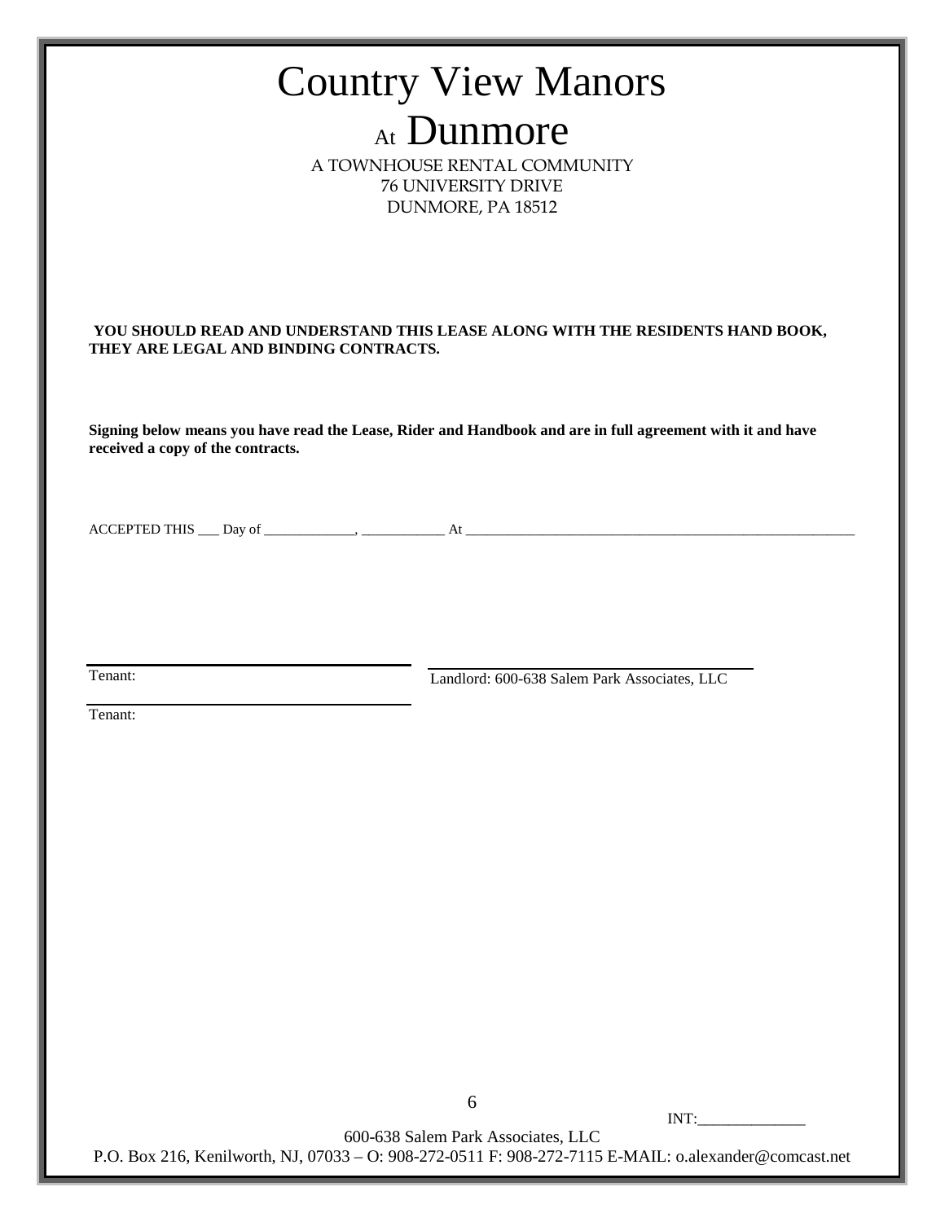# Country View Manors

## At Dunmore

A TOWNHOUSE RENTAL COMMUNITY
76 UNIVERSITY DRIVE
DUNMORE, PA 18512

**YOU SHOULD READ AND UNDERSTAND THIS LEASE ALONG WITH THE RESIDENTS HAND BOOK, THEY ARE LEGAL AND BINDING CONTRACTS.**

**Signing below means you have read the Lease, Rider and Handbook and are in full agreement with it and have received a copy of the contracts.**

ACCEPTED THIS ___ Day of _____________, ____________ At ___________________________________________________________

_______________________________________
Tenant:

_______________________________________
Landlord: 600-638 Salem Park Associates, LLC

_______________________________________
Tenant:

INT:______________

600-638 Salem Park Associates, LLC
P.O. Box 216, Kenilworth, NJ, 07033 – O: 908-272-0511 F: 908-272-7115 E-MAIL: o.alexander@comcast.net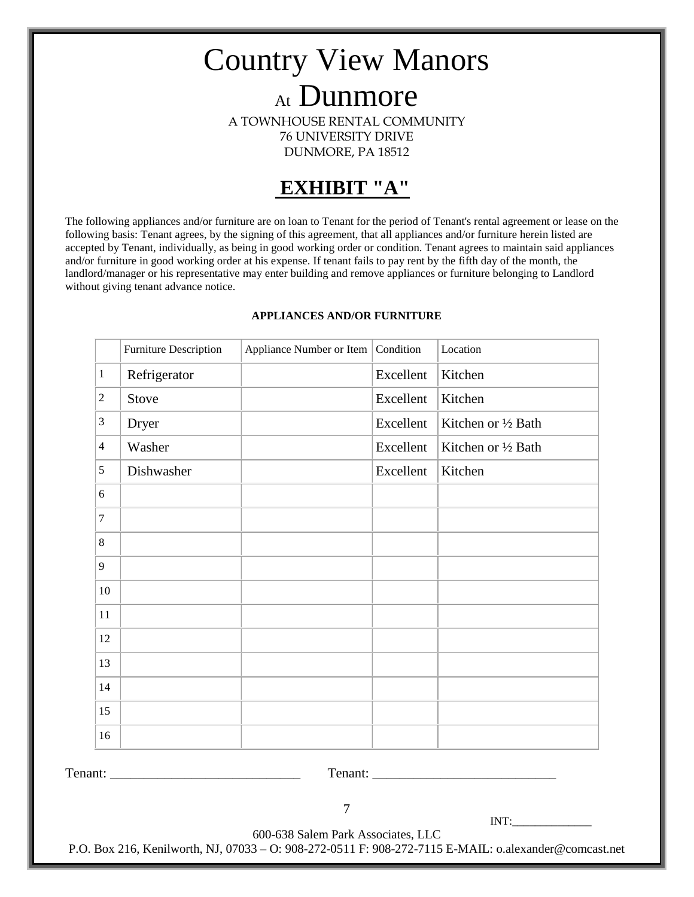# Country View Manors

## At Dunmore

A TOWNHOUSE RENTAL COMMUNITY
76 UNIVERSITY DRIVE
DUNMORE, PA 18512

## EXHIBIT "A"

The following appliances and/or furniture are on loan to Tenant for the period of Tenant's rental agreement or lease on the following basis: Tenant agrees, by the signing of this agreement, that all appliances and/or furniture herein listed are accepted by Tenant, individually, as being in good working order or condition. Tenant agrees to maintain said appliances and/or furniture in good working order at his expense. If tenant fails to pay rent by the fifth day of the month, the landlord/manager or his representative may enter building and remove appliances or furniture belonging to Landlord without giving tenant advance notice.

**APPLIANCES AND/OR FURNITURE**

| | Furniture Description | Appliance Number or Item | Condition | Location |
|---|---|---|---|---|
| 1 | Refrigerator | | Excellent | Kitchen |
| 2 | Stove | | Excellent | Kitchen |
| 3 | Dryer | | Excellent | Kitchen or ½ Bath |
| 4 | Washer | | Excellent | Kitchen or ½ Bath |
| 5 | Dishwasher | | Excellent | Kitchen |
| 6 | | | | |
| 7 | | | | |
| 8 | | | | |
| 9 | | | | |
| 10 | | | | |
| 11 | | | | |
| 12 | | | | |
| 13 | | | | |
| 14 | | | | |
| 15 | | | | |
| 16 | | | | |

Tenant: ___________________________ Tenant: ___________________________

INT:_____________

600-638 Salem Park Associates, LLC
P.O. Box 216, Kenilworth, NJ, 07033 – O: 908-272-0511 F: 908-272-7115 E-MAIL: o.alexander@comcast.net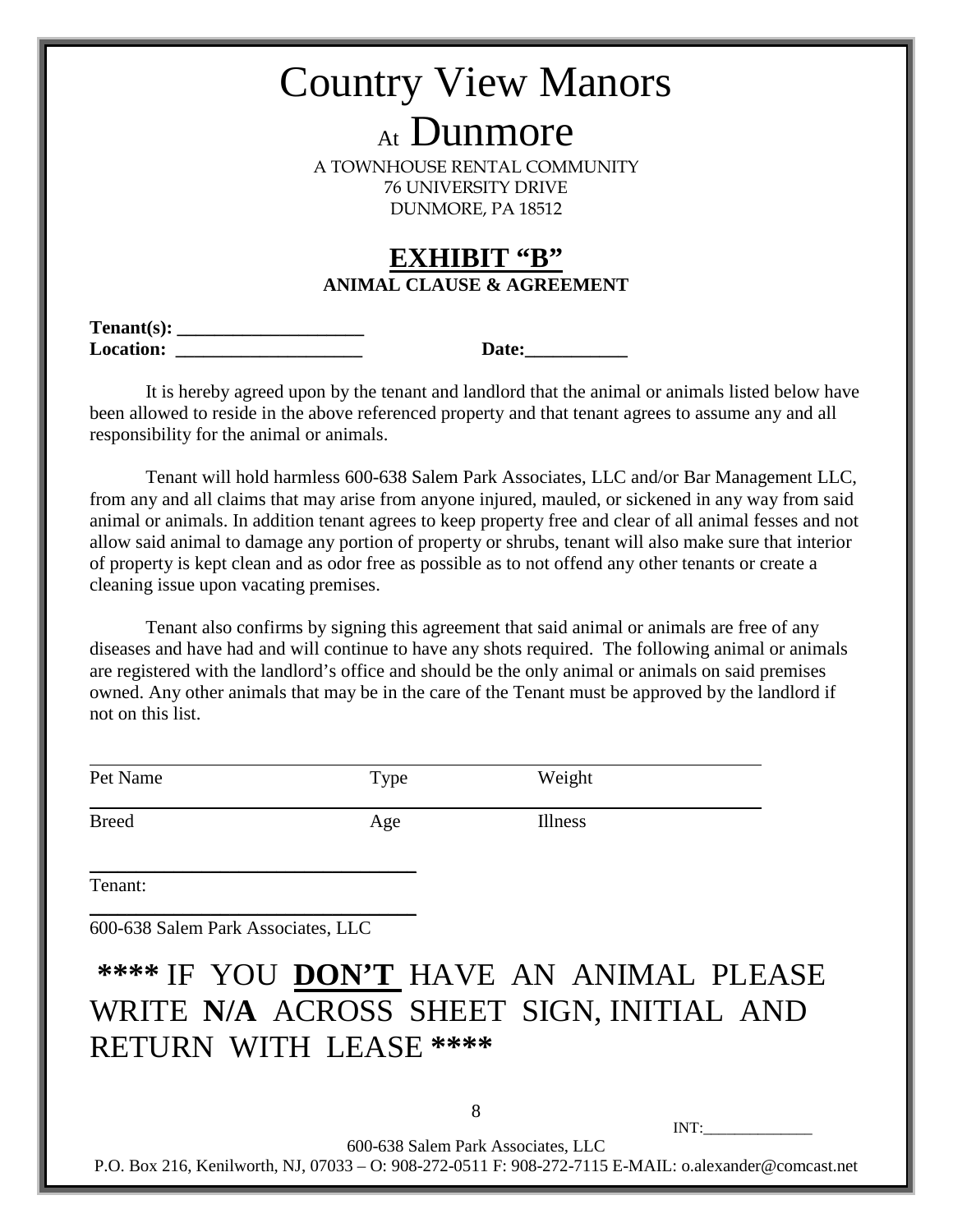# Country View Manors

# At Dunmore

A TOWNHOUSE RENTAL COMMUNITY
76 UNIVERSITY DRIVE
DUNMORE, PA 18512

## EXHIBIT "B"

**ANIMAL CLAUSE & AGREEMENT**

**Tenant(s): ____________________**
**Location: ____________________** **Date:___________**

It is hereby agreed upon by the tenant and landlord that the animal or animals listed below have been allowed to reside in the above referenced property and that tenant agrees to assume any and all responsibility for the animal or animals.

Tenant will hold harmless 600-638 Salem Park Associates, LLC and/or Bar Management LLC, from any and all claims that may arise from anyone injured, mauled, or sickened in any way from said animal or animals. In addition tenant agrees to keep property free and clear of all animal fesses and not allow said animal to damage any portion of property or shrubs, tenant will also make sure that interior of property is kept clean and as odor free as possible as to not offend any other tenants or create a cleaning issue upon vacating premises.

Tenant also confirms by signing this agreement that said animal or animals are free of any diseases and have had and will continue to have any shots required. The following animal or animals are registered with the landlord's office and should be the only animal or animals on said premises owned. Any other animals that may be in the care of the Tenant must be approved by the landlord if not on this list.

| | | |
|---|---|---|
| Pet Name | Type | Weight |
| Breed | Age | Illness |

________________________________
Tenant:

________________________________
600-638 Salem Park Associates, LLC

**\*\*\*\*** IF YOU **DON'T** HAVE AN ANIMAL PLEASE WRITE **N/A** ACROSS SHEET SIGN, INITIAL AND RETURN WITH LEASE **\*\*\*\***

INT:______________

600-638 Salem Park Associates, LLC
P.O. Box 216, Kenilworth, NJ, 07033 – O: 908-272-0511 F: 908-272-7115 E-MAIL: o.alexander@comcast.net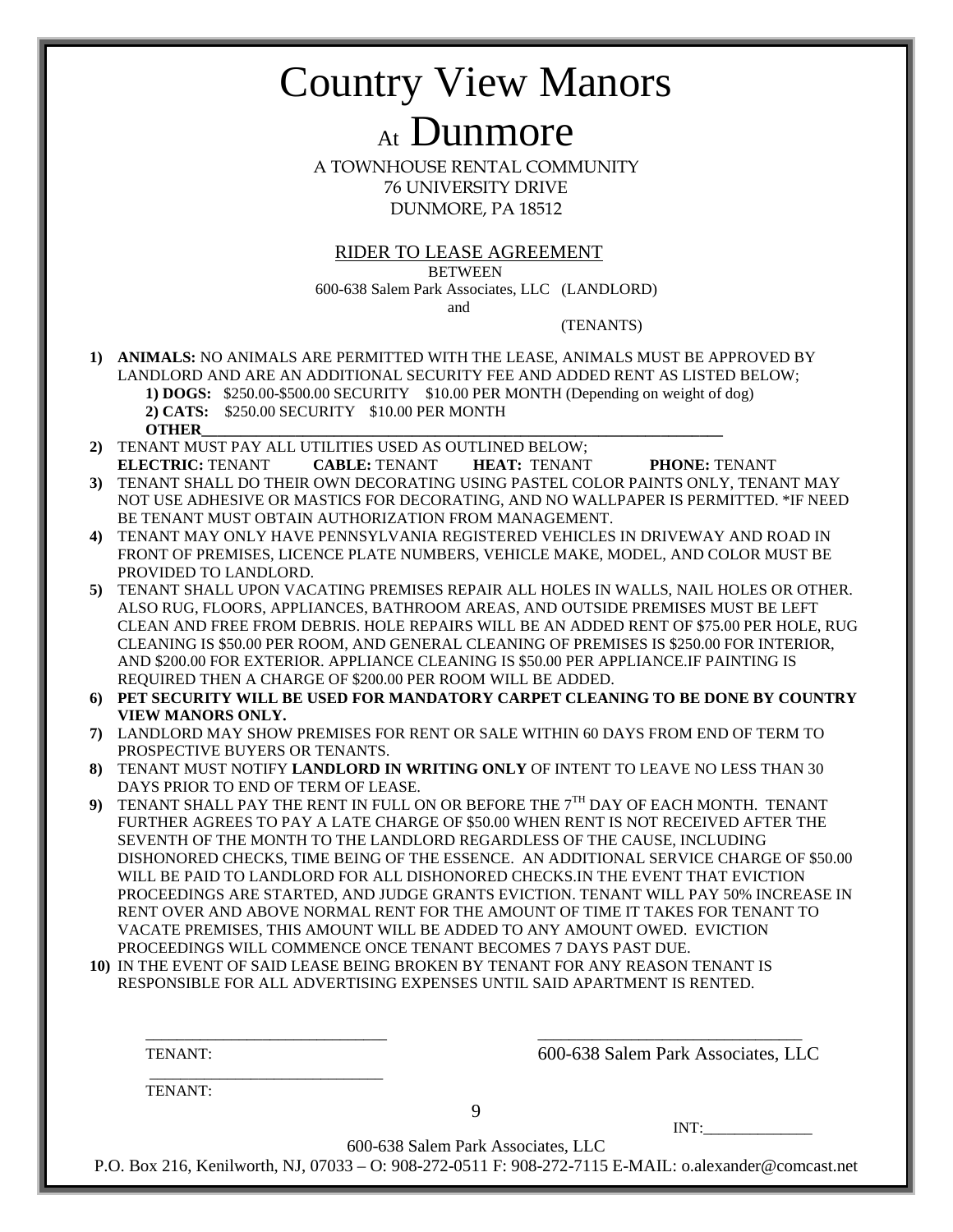# Country View Manors

## At Dunmore

A TOWNHOUSE RENTAL COMMUNITY
76 UNIVERSITY DRIVE
DUNMORE, PA 18512

RIDER TO LEASE AGREEMENT
BETWEEN
600-638 Salem Park Associates, LLC (LANDLORD)
and
(TENANTS)

1) **ANIMALS:** NO ANIMALS ARE PERMITTED WITH THE LEASE, ANIMALS MUST BE APPROVED BY LANDLORD AND ARE AN ADDITIONAL SECURITY FEE AND ADDED RENT AS LISTED BELOW;
   **1) DOGS:** $250.00-$500.00 SECURITY $10.00 PER MONTH (Depending on weight of dog)
   **2) CATS:** $250.00 SECURITY $10.00 PER MONTH
   **OTHER**______________________________________________________________________
2) TENANT MUST PAY ALL UTILITIES USED AS OUTLINED BELOW;
   **ELECTRIC:** TENANT **CABLE:** TENANT **HEAT:** TENANT **PHONE:** TENANT
3) TENANT SHALL DO THEIR OWN DECORATING USING PASTEL COLOR PAINTS ONLY, TENANT MAY NOT USE ADHESIVE OR MASTICS FOR DECORATING, AND NO WALLPAPER IS PERMITTED. *IF NEED BE TENANT MUST OBTAIN AUTHORIZATION FROM MANAGEMENT.
4) TENANT MAY ONLY HAVE PENNSYLVANIA REGISTERED VEHICLES IN DRIVEWAY AND ROAD IN FRONT OF PREMISES, LICENCE PLATE NUMBERS, VEHICLE MAKE, MODEL, AND COLOR MUST BE PROVIDED TO LANDLORD.
5) TENANT SHALL UPON VACATING PREMISES REPAIR ALL HOLES IN WALLS, NAIL HOLES OR OTHER. ALSO RUG, FLOORS, APPLIANCES, BATHROOM AREAS, AND OUTSIDE PREMISES MUST BE LEFT CLEAN AND FREE FROM DEBRIS. HOLE REPAIRS WILL BE AN ADDED RENT OF $75.00 PER HOLE, RUG CLEANING IS $50.00 PER ROOM, AND GENERAL CLEANING OF PREMISES IS $250.00 FOR INTERIOR, AND $200.00 FOR EXTERIOR. APPLIANCE CLEANING IS $50.00 PER APPLIANCE.IF PAINTING IS REQUIRED THEN A CHARGE OF $200.00 PER ROOM WILL BE ADDED.
6) **PET SECURITY WILL BE USED FOR MANDATORY CARPET CLEANING TO BE DONE BY COUNTRY VIEW MANORS ONLY.**
7) LANDLORD MAY SHOW PREMISES FOR RENT OR SALE WITHIN 60 DAYS FROM END OF TERM TO PROSPECTIVE BUYERS OR TENANTS.
8) TENANT MUST NOTIFY **LANDLORD IN WRITING ONLY** OF INTENT TO LEAVE NO LESS THAN 30 DAYS PRIOR TO END OF TERM OF LEASE.
9) TENANT SHALL PAY THE RENT IN FULL ON OR BEFORE THE 7TH DAY OF EACH MONTH. TENANT FURTHER AGREES TO PAY A LATE CHARGE OF $50.00 WHEN RENT IS NOT RECEIVED AFTER THE SEVENTH OF THE MONTH TO THE LANDLORD REGARDLESS OF THE CAUSE, INCLUDING DISHONORED CHECKS, TIME BEING OF THE ESSENCE. AN ADDITIONAL SERVICE CHARGE OF $50.00 WILL BE PAID TO LANDLORD FOR ALL DISHONORED CHECKS.IN THE EVENT THAT EVICTION PROCEEDINGS ARE STARTED, AND JUDGE GRANTS EVICTION. TENANT WILL PAY 50% INCREASE IN RENT OVER AND ABOVE NORMAL RENT FOR THE AMOUNT OF TIME IT TAKES FOR TENANT TO VACATE PREMISES, THIS AMOUNT WILL BE ADDED TO ANY AMOUNT OWED. EVICTION PROCEEDINGS WILL COMMENCE ONCE TENANT BECOMES 7 DAYS PAST DUE.
10) IN THE EVENT OF SAID LEASE BEING BROKEN BY TENANT FOR ANY REASON TENANT IS RESPONSIBLE FOR ALL ADVERTISING EXPENSES UNTIL SAID APARTMENT IS RENTED.

_____________________________ _______________________________
TENANT: 600-638 Salem Park Associates, LLC

_____________________________
TENANT:

INT:______________

600-638 Salem Park Associates, LLC
P.O. Box 216, Kenilworth, NJ, 07033 – O: 908-272-0511 F: 908-272-7115 E-MAIL: o.alexander@comcast.net